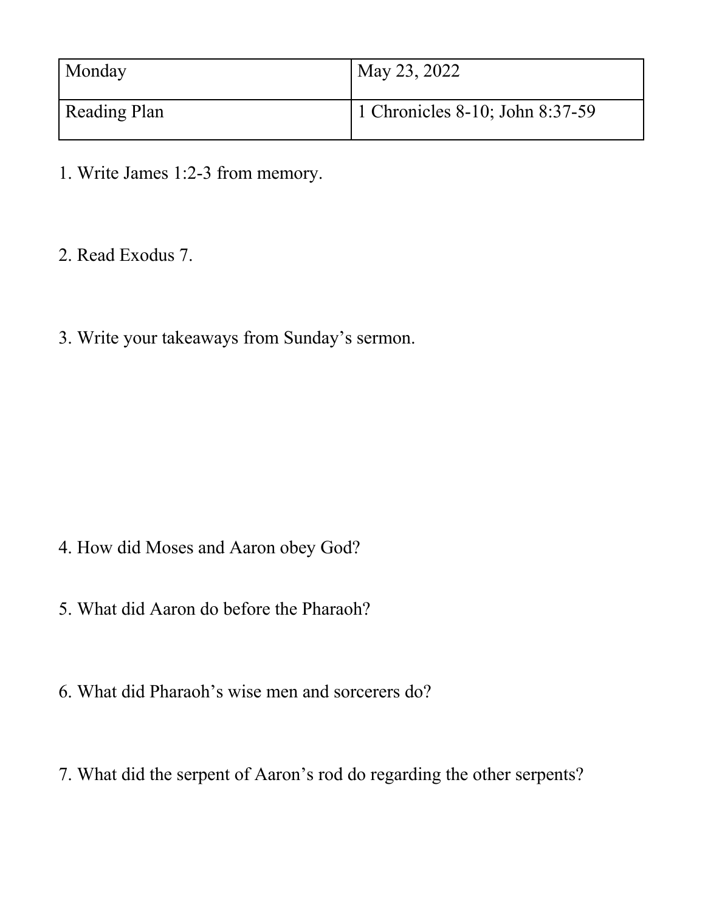| Monday | May 23, 2022 |
| --- | --- |
| Reading Plan | 1 Chronicles 8-10; John 8:37-59 |

1. Write James 1:2-3 from memory.

2. Read Exodus 7.

3. Write your takeaways from Sunday's sermon.

4. How did Moses and Aaron obey God?

5. What did Aaron do before the Pharaoh?

6. What did Pharaoh's wise men and sorcerers do?

7. What did the serpent of Aaron's rod do regarding the other serpents?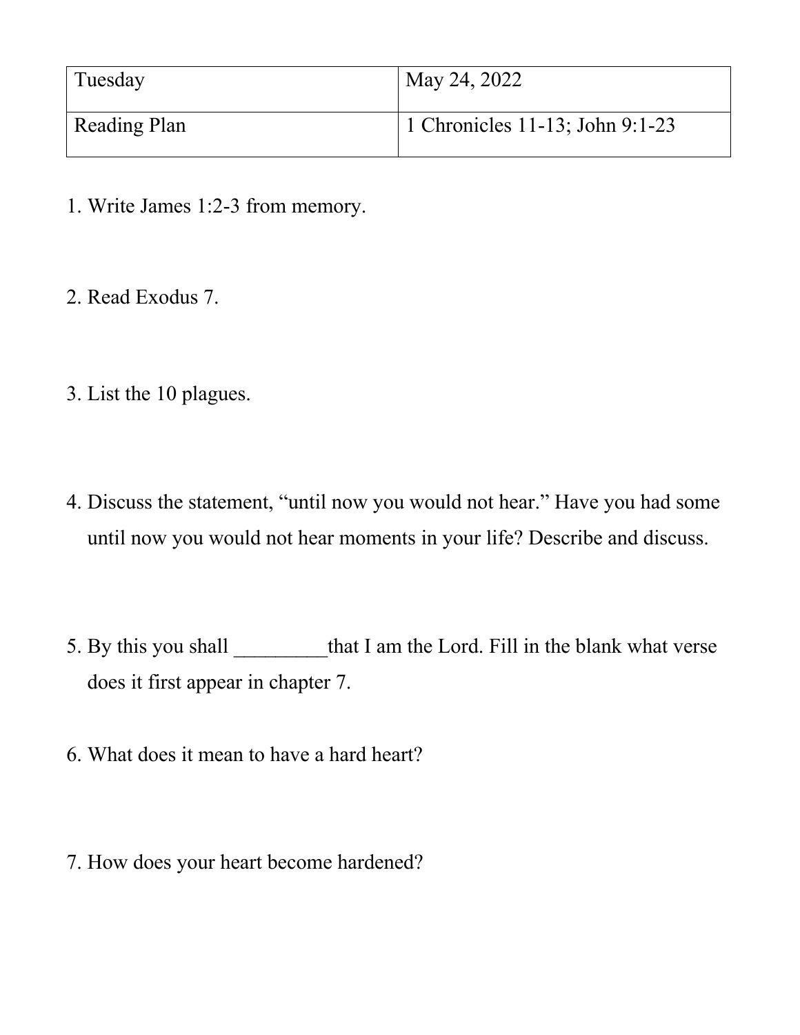| Tuesday | May 24, 2022 |
|---|---|
| Reading Plan | 1 Chronicles 11-13; John 9:1-23 |

1. Write James 1:2-3 from memory.

2. Read Exodus 7.

3. List the 10 plagues.

4. Discuss the statement, “until now you would not hear.” Have you had some until now you would not hear moments in your life? Describe and discuss.

5. By this you shall _________that I am the Lord. Fill in the blank what verse does it first appear in chapter 7.

6. What does it mean to have a hard heart?

7. How does your heart become hardened?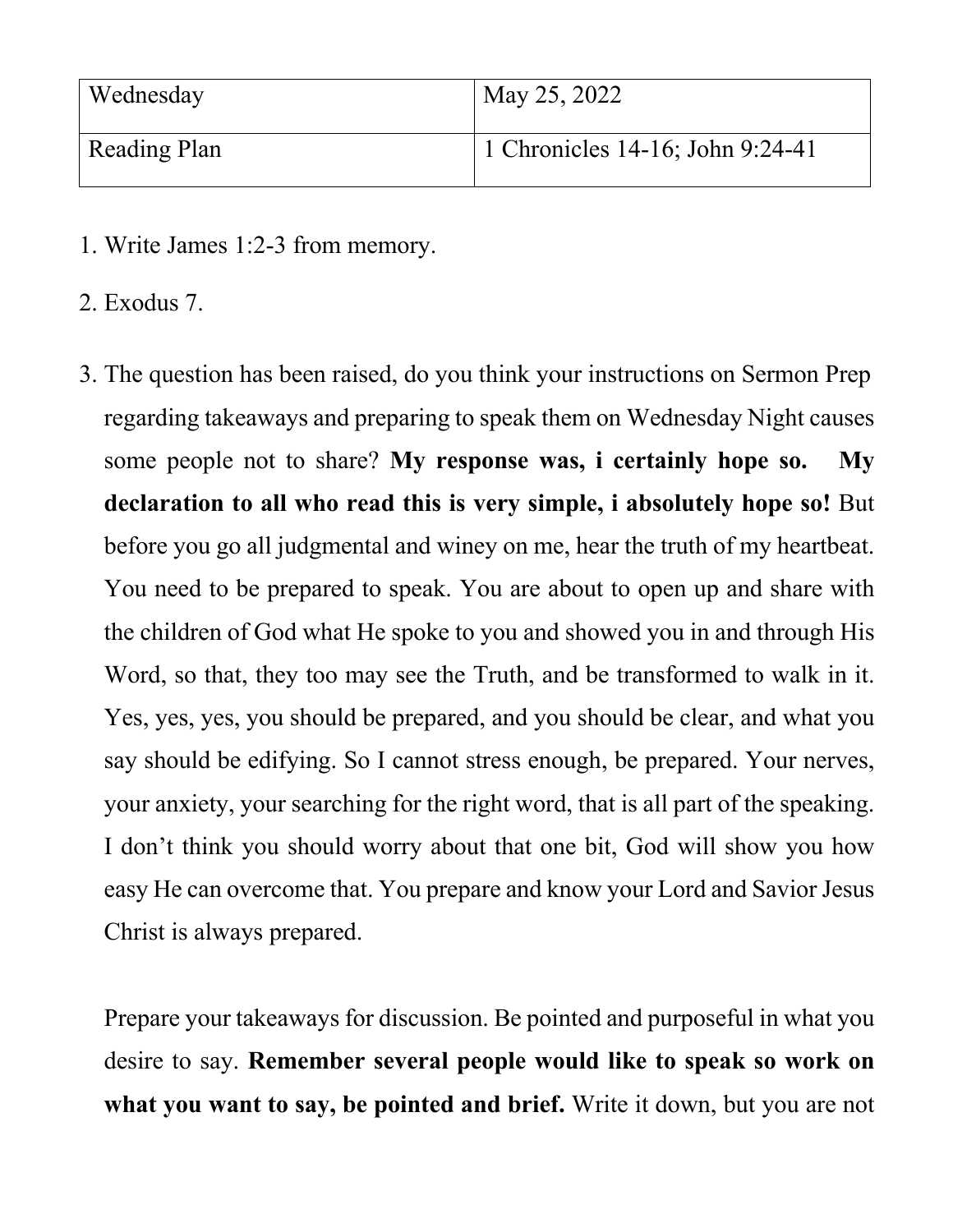| Wednesday | May 25, 2022 |
| --- | --- |
| Reading Plan | 1 Chronicles 14-16; John 9:24-41 |

1. Write James 1:2-3 from memory.
2. Exodus 7.
3. The question has been raised, do you think your instructions on Sermon Prep regarding takeaways and preparing to speak them on Wednesday Night causes some people not to share? **My response was, i certainly hope so. My declaration to all who read this is very simple, i absolutely hope so!** But before you go all judgmental and winey on me, hear the truth of my heartbeat. You need to be prepared to speak. You are about to open up and share with the children of God what He spoke to you and showed you in and through His Word, so that, they too may see the Truth, and be transformed to walk in it. Yes, yes, yes, you should be prepared, and you should be clear, and what you say should be edifying. So I cannot stress enough, be prepared. Your nerves, your anxiety, your searching for the right word, that is all part of the speaking. I don't think you should worry about that one bit, God will show you how easy He can overcome that. You prepare and know your Lord and Savior Jesus Christ is always prepared.

   Prepare your takeaways for discussion. Be pointed and purposeful in what you desire to say. **Remember several people would like to speak so work on what you want to say, be pointed and brief.** Write it down, but you are not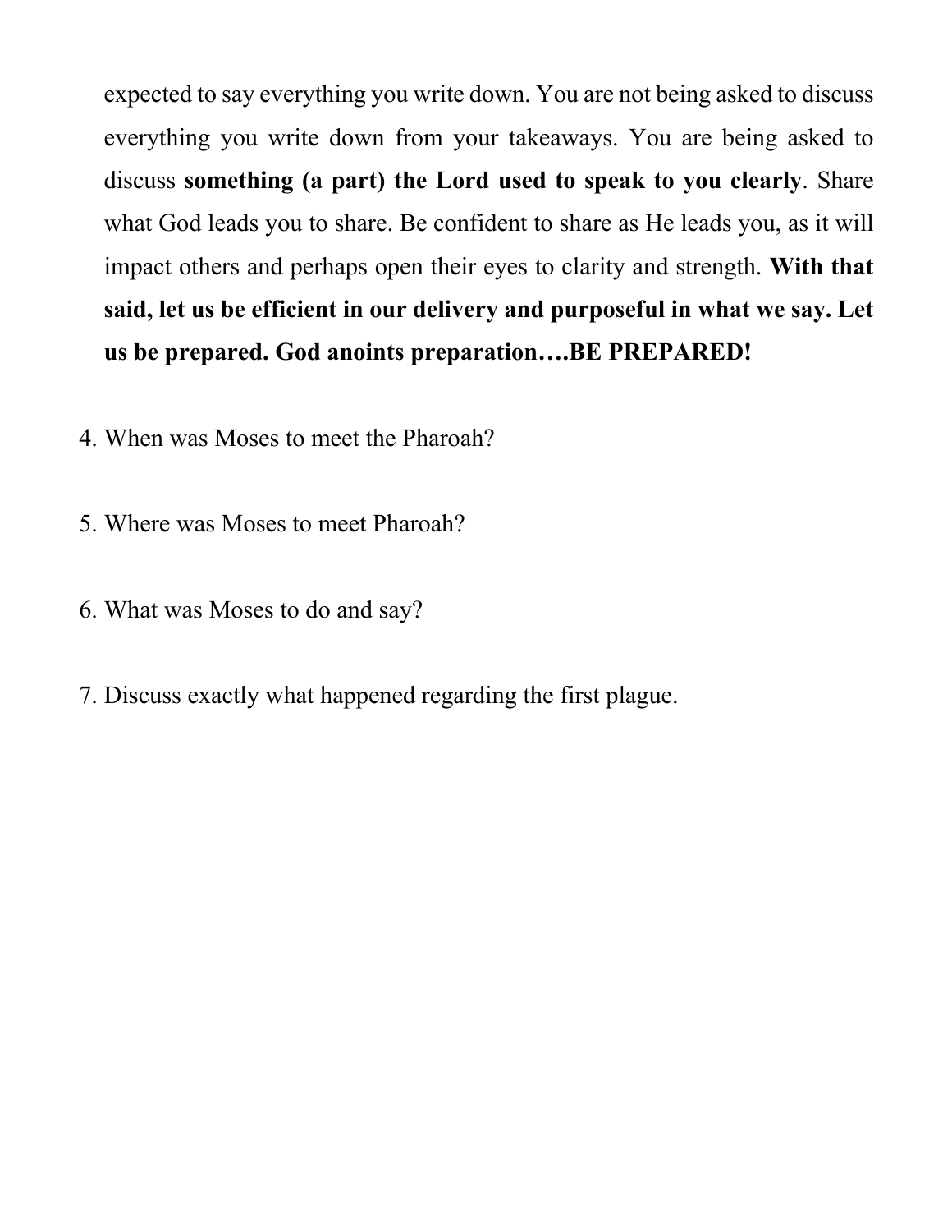expected to say everything you write down. You are not being asked to discuss everything you write down from your takeaways. You are being asked to discuss **something (a part) the Lord used to speak to you clearly**. Share what God leads you to share. Be confident to share as He leads you, as it will impact others and perhaps open their eyes to clarity and strength. **With that said, let us be efficient in our delivery and purposeful in what we say. Let us be prepared. God anoints preparation….BE PREPARED!**

4. When was Moses to meet the Pharoah?

5. Where was Moses to meet Pharoah?

6. What was Moses to do and say?

7. Discuss exactly what happened regarding the first plague.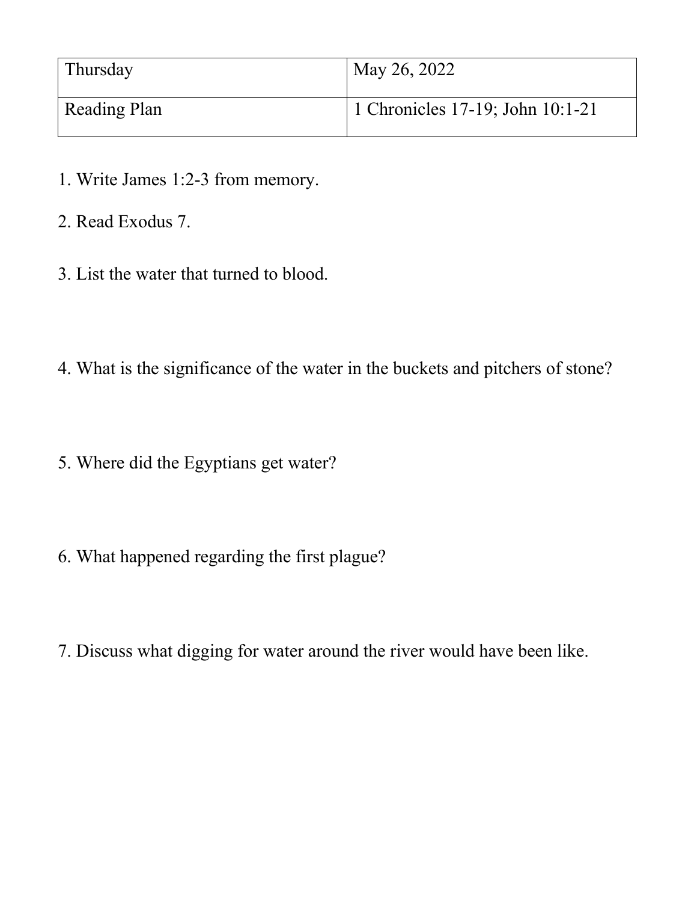| Thursday | May 26, 2022 |
| --- | --- |
| Reading Plan | 1 Chronicles 17-19; John 10:1-21 |

1. Write James 1:2-3 from memory.

2. Read Exodus 7.

3. List the water that turned to blood.

4. What is the significance of the water in the buckets and pitchers of stone?

5. Where did the Egyptians get water?

6. What happened regarding the first plague?

7. Discuss what digging for water around the river would have been like.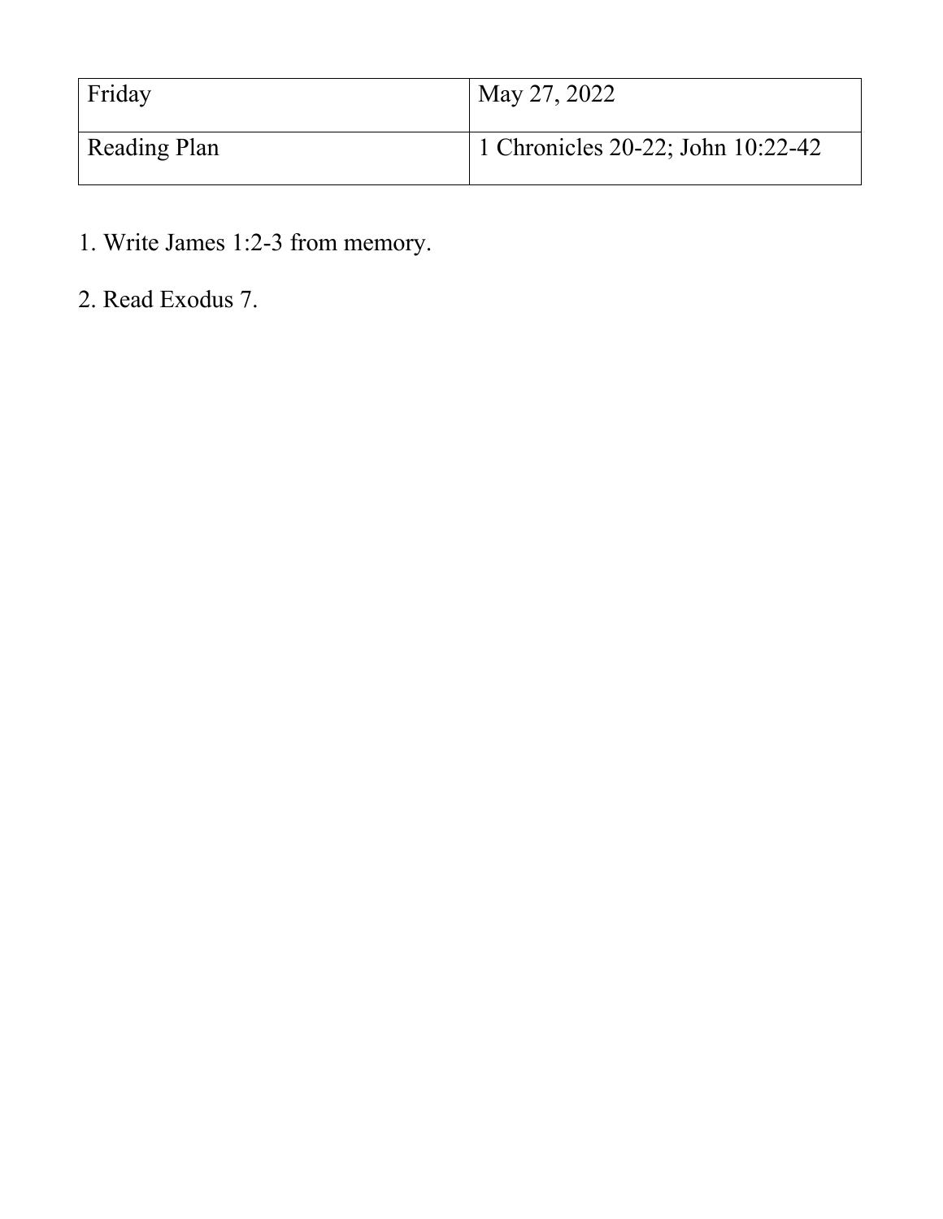| Friday | May 27, 2022 |
| --- | --- |
| Reading Plan | 1 Chronicles 20-22; John 10:22-42 |

1. Write James 1:2-3 from memory.

2. Read Exodus 7.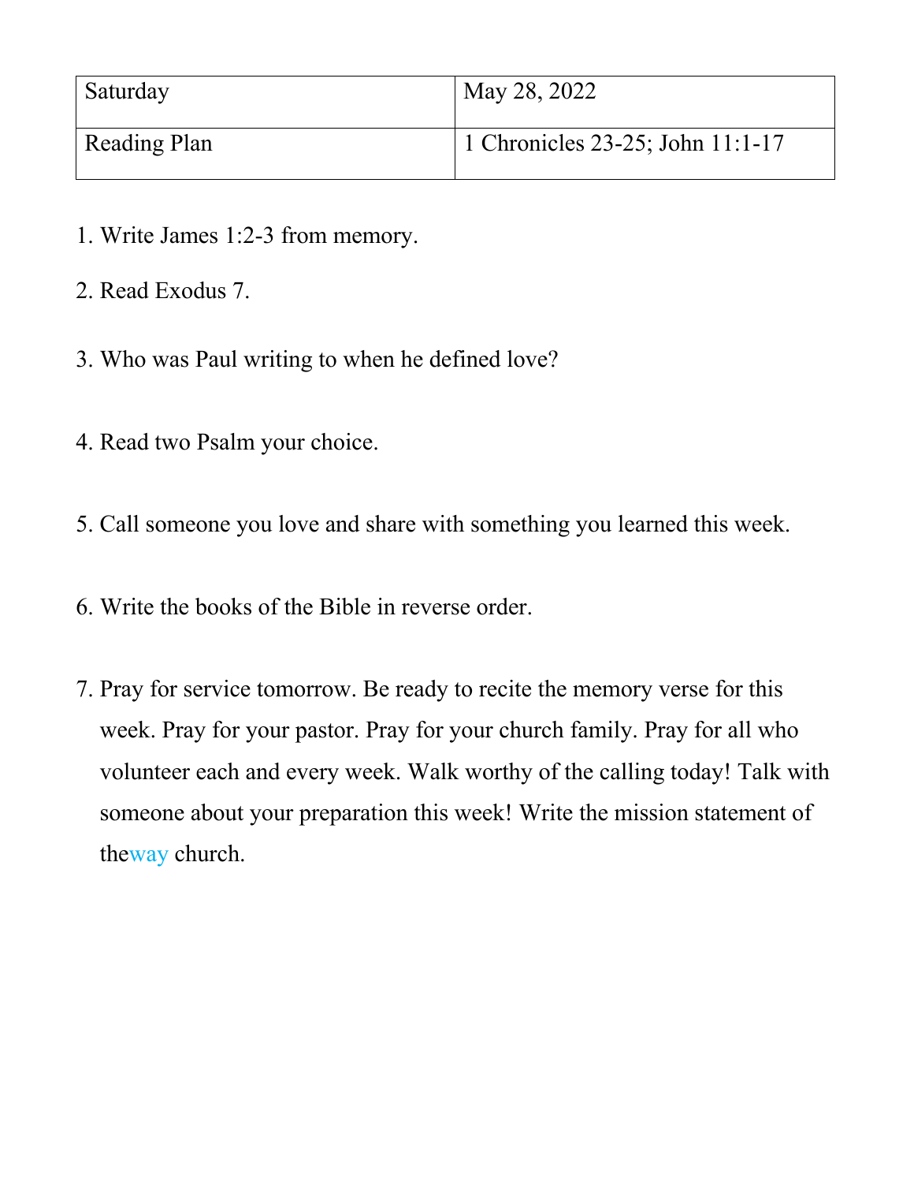| Saturday | May 28, 2022 |
| --- | --- |
| Reading Plan | 1 Chronicles 23-25; John 11:1-17 |

1. Write James 1:2-3 from memory.
2. Read Exodus 7.
3. Who was Paul writing to when he defined love?
4. Read two Psalm your choice.
5. Call someone you love and share with something you learned this week.
6. Write the books of the Bible in reverse order.
7. Pray for service tomorrow. Be ready to recite the memory verse for this week. Pray for your pastor. Pray for your church family. Pray for all who volunteer each and every week. Walk worthy of the calling today! Talk with someone about your preparation this week! Write the mission statement of theway church.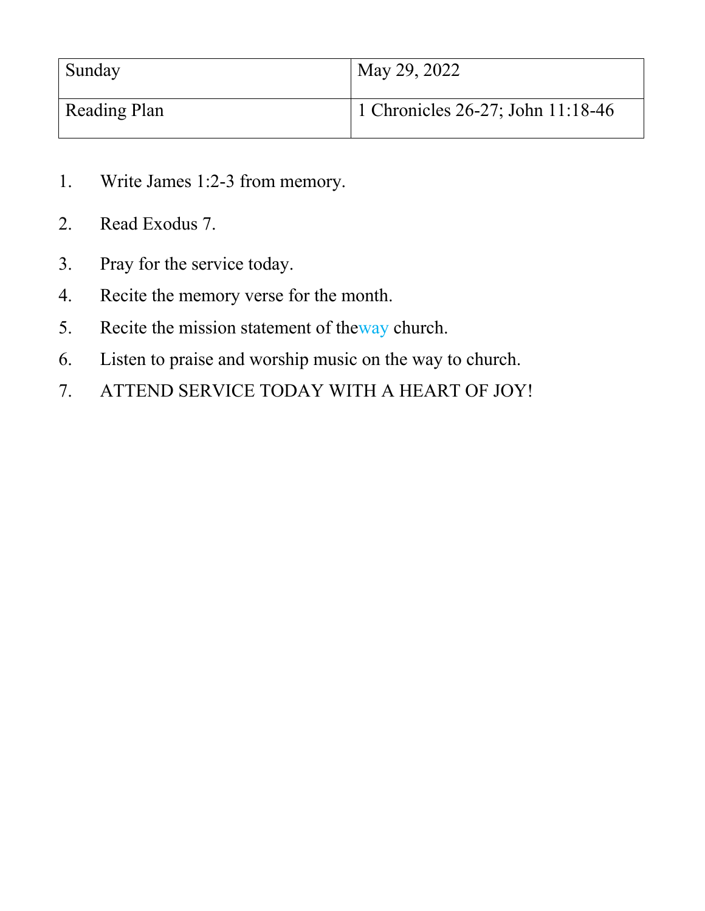| | |
|---|---|
| Sunday | May 29, 2022 |
| Reading Plan | 1 Chronicles 26-27; John 11:18-46 |

1. Write James 1:2-3 from memory.
2. Read Exodus 7.
3. Pray for the service today.
4. Recite the memory verse for the month.
5. Recite the mission statement of theway church.
6. Listen to praise and worship music on the way to church.
7. ATTEND SERVICE TODAY WITH A HEART OF JOY!